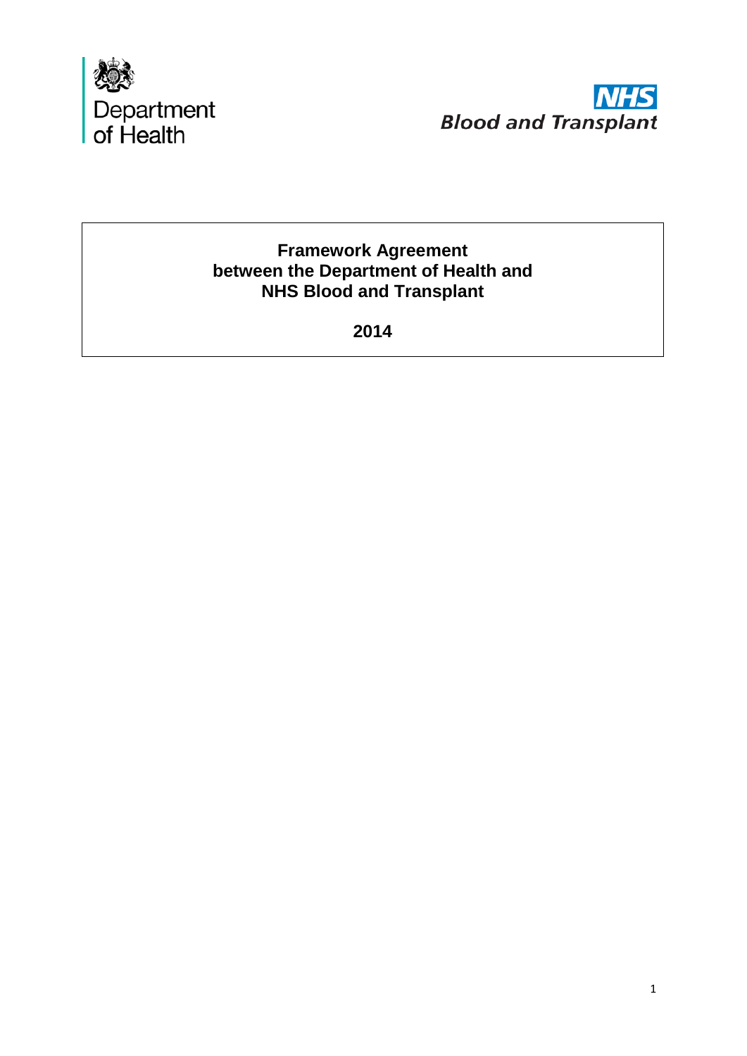Department of Health

NHS Blood and Transplant

# Framework Agreement between the Department of Health and NHS Blood and Transplant

**2014**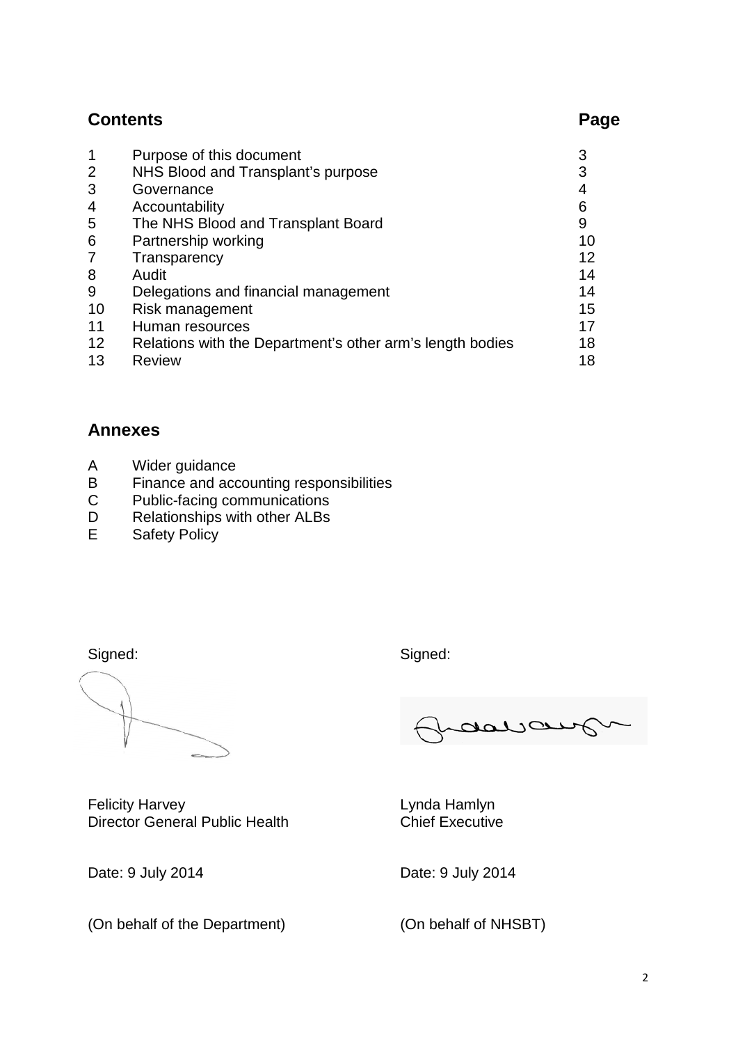## Contents

| | | Page |
|---|---|---|
| 1 | Purpose of this document | 3 |
| 2 | NHS Blood and Transplant's purpose | 3 |
| 3 | Governance | 4 |
| 4 | Accountability | 6 |
| 5 | The NHS Blood and Transplant Board | 9 |
| 6 | Partnership working | 10 |
| 7 | Transparency | 12 |
| 8 | Audit | 14 |
| 9 | Delegations and financial management | 14 |
| 10 | Risk management | 15 |
| 11 | Human resources | 17 |
| 12 | Relations with the Department's other arm's length bodies | 18 |
| 13 | Review | 18 |

## Annexes

- A Wider guidance
- B Finance and accounting responsibilities
- C Public-facing communications
- D Relationships with other ALBs
- E Safety Policy

| Signed: | Signed: |
|---|---|
| Felicity Harvey<br>Director General Public Health | Lynda Hamlyn<br>Chief Executive |
| Date: 9 July 2014 | Date: 9 July 2014 |
| (On behalf of the Department) | (On behalf of NHSBT) |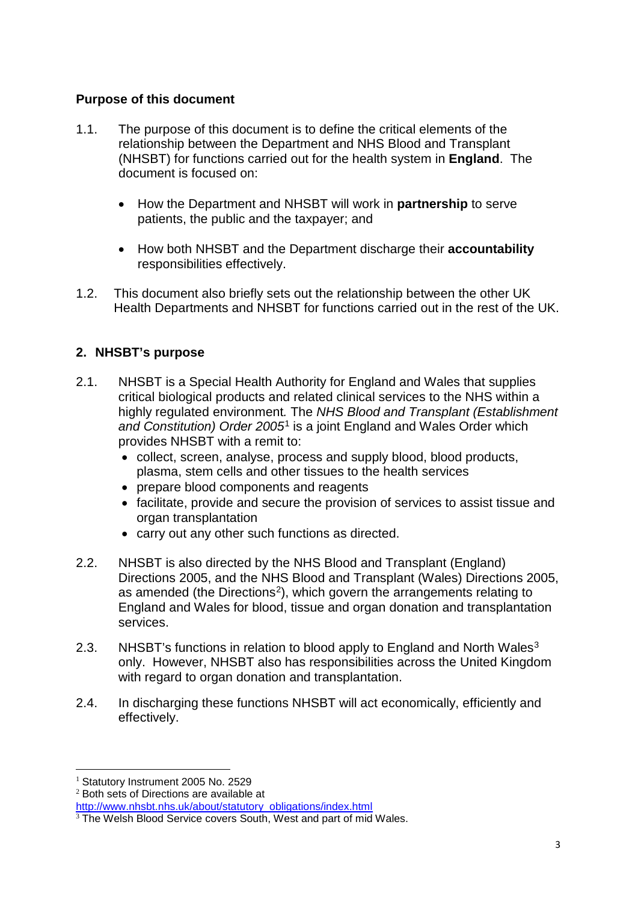**Purpose of this document**

1.1. The purpose of this document is to define the critical elements of the relationship between the Department and NHS Blood and Transplant (NHSBT) for functions carried out for the health system in **England**. The document is focused on:

- How the Department and NHSBT will work in **partnership** to serve patients, the public and the taxpayer; and
- How both NHSBT and the Department discharge their **accountability** responsibilities effectively.

1.2. This document also briefly sets out the relationship between the other UK Health Departments and NHSBT for functions carried out in the rest of the UK.

## 2. NHSBT's purpose

2.1. NHSBT is a Special Health Authority for England and Wales that supplies critical biological products and related clinical services to the NHS within a highly regulated environment. The *NHS Blood and Transplant (Establishment and Constitution) Order 2005*[1] is a joint England and Wales Order which provides NHSBT with a remit to:

- collect, screen, analyse, process and supply blood, blood products, plasma, stem cells and other tissues to the health services
- prepare blood components and reagents
- facilitate, provide and secure the provision of services to assist tissue and organ transplantation
- carry out any other such functions as directed.

2.2. NHSBT is also directed by the NHS Blood and Transplant (England) Directions 2005, and the NHS Blood and Transplant (Wales) Directions 2005, as amended (the Directions[2]), which govern the arrangements relating to England and Wales for blood, tissue and organ donation and transplantation services.

2.3. NHSBT's functions in relation to blood apply to England and North Wales[3] only. However, NHSBT also has responsibilities across the United Kingdom with regard to organ donation and transplantation.

2.4. In discharging these functions NHSBT will act economically, efficiently and effectively.

---

[1] Statutory Instrument 2005 No. 2529

[2] Both sets of Directions are available at http://www.nhsbt.nhs.uk/about/statutory_obligations/index.html

[3] The Welsh Blood Service covers South, West and part of mid Wales.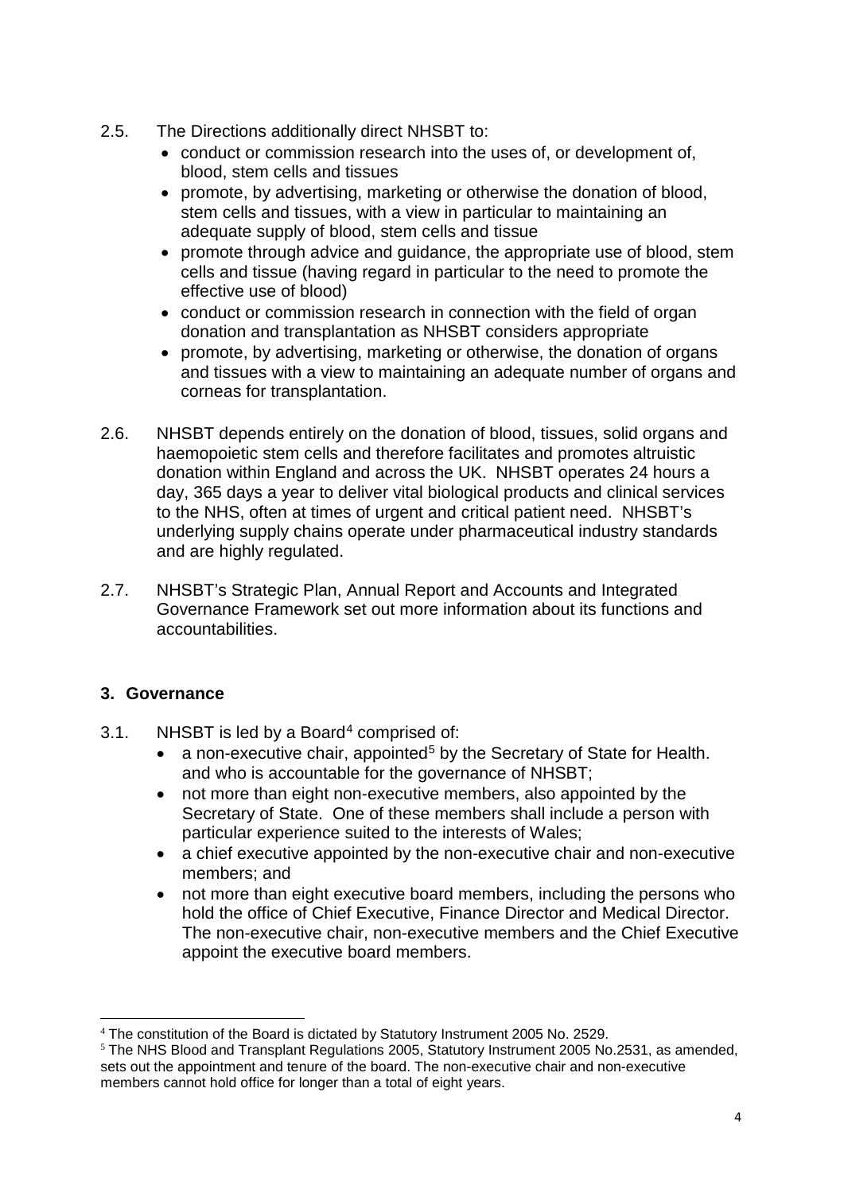2.5. The Directions additionally direct NHSBT to:

- conduct or commission research into the uses of, or development of, blood, stem cells and tissues
- promote, by advertising, marketing or otherwise the donation of blood, stem cells and tissues, with a view in particular to maintaining an adequate supply of blood, stem cells and tissue
- promote through advice and guidance, the appropriate use of blood, stem cells and tissue (having regard in particular to the need to promote the effective use of blood)
- conduct or commission research in connection with the field of organ donation and transplantation as NHSBT considers appropriate
- promote, by advertising, marketing or otherwise, the donation of organs and tissues with a view to maintaining an adequate number of organs and corneas for transplantation.

2.6. NHSBT depends entirely on the donation of blood, tissues, solid organs and haemopoietic stem cells and therefore facilitates and promotes altruistic donation within England and across the UK. NHSBT operates 24 hours a day, 365 days a year to deliver vital biological products and clinical services to the NHS, often at times of urgent and critical patient need. NHSBT's underlying supply chains operate under pharmaceutical industry standards and are highly regulated.

2.7. NHSBT's Strategic Plan, Annual Report and Accounts and Integrated Governance Framework set out more information about its functions and accountabilities.

## 3. Governance

3.1. NHSBT is led by a Board[4] comprised of:

- a non-executive chair, appointed[5] by the Secretary of State for Health. and who is accountable for the governance of NHSBT;
- not more than eight non-executive members, also appointed by the Secretary of State. One of these members shall include a person with particular experience suited to the interests of Wales;
- a chief executive appointed by the non-executive chair and non-executive members; and
- not more than eight executive board members, including the persons who hold the office of Chief Executive, Finance Director and Medical Director. The non-executive chair, non-executive members and the Chief Executive appoint the executive board members.

---

[4] The constitution of the Board is dictated by Statutory Instrument 2005 No. 2529.

[5] The NHS Blood and Transplant Regulations 2005, Statutory Instrument 2005 No.2531, as amended, sets out the appointment and tenure of the board. The non-executive chair and non-executive members cannot hold office for longer than a total of eight years.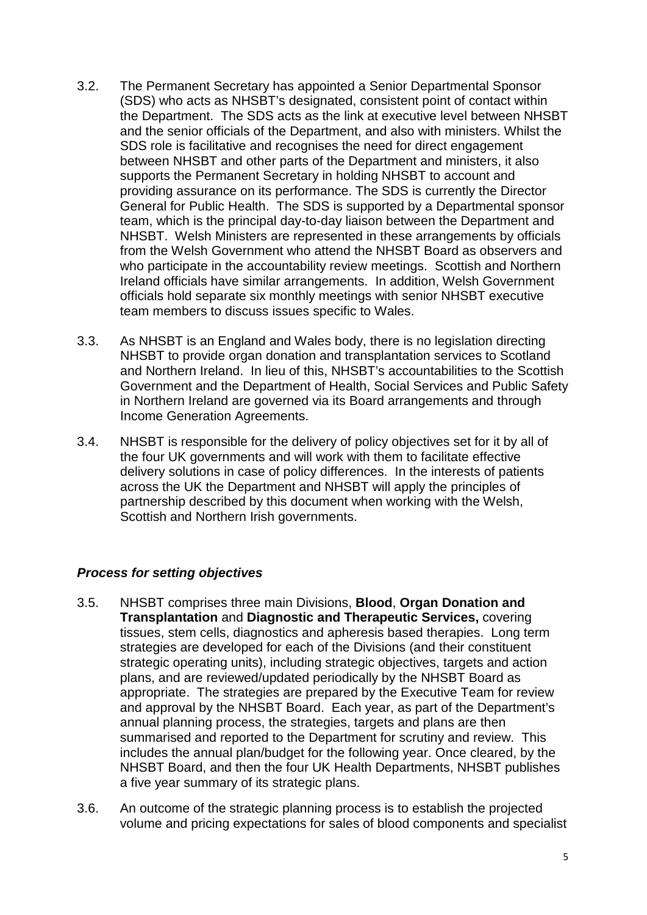3.2. The Permanent Secretary has appointed a Senior Departmental Sponsor (SDS) who acts as NHSBT's designated, consistent point of contact within the Department. The SDS acts as the link at executive level between NHSBT and the senior officials of the Department, and also with ministers. Whilst the SDS role is facilitative and recognises the need for direct engagement between NHSBT and other parts of the Department and ministers, it also supports the Permanent Secretary in holding NHSBT to account and providing assurance on its performance. The SDS is currently the Director General for Public Health. The SDS is supported by a Departmental sponsor team, which is the principal day-to-day liaison between the Department and NHSBT. Welsh Ministers are represented in these arrangements by officials from the Welsh Government who attend the NHSBT Board as observers and who participate in the accountability review meetings. Scottish and Northern Ireland officials have similar arrangements. In addition, Welsh Government officials hold separate six monthly meetings with senior NHSBT executive team members to discuss issues specific to Wales.

3.3. As NHSBT is an England and Wales body, there is no legislation directing NHSBT to provide organ donation and transplantation services to Scotland and Northern Ireland. In lieu of this, NHSBT's accountabilities to the Scottish Government and the Department of Health, Social Services and Public Safety in Northern Ireland are governed via its Board arrangements and through Income Generation Agreements.

3.4. NHSBT is responsible for the delivery of policy objectives set for it by all of the four UK governments and will work with them to facilitate effective delivery solutions in case of policy differences. In the interests of patients across the UK the Department and NHSBT will apply the principles of partnership described by this document when working with the Welsh, Scottish and Northern Irish governments.

### ***Process for setting objectives***

3.5. NHSBT comprises three main Divisions, **Blood**, **Organ Donation and Transplantation** and **Diagnostic and Therapeutic Services,** covering tissues, stem cells, diagnostics and apheresis based therapies. Long term strategies are developed for each of the Divisions (and their constituent strategic operating units), including strategic objectives, targets and action plans, and are reviewed/updated periodically by the NHSBT Board as appropriate. The strategies are prepared by the Executive Team for review and approval by the NHSBT Board. Each year, as part of the Department's annual planning process, the strategies, targets and plans are then summarised and reported to the Department for scrutiny and review. This includes the annual plan/budget for the following year. Once cleared, by the NHSBT Board, and then the four UK Health Departments, NHSBT publishes a five year summary of its strategic plans.

3.6. An outcome of the strategic planning process is to establish the projected volume and pricing expectations for sales of blood components and specialist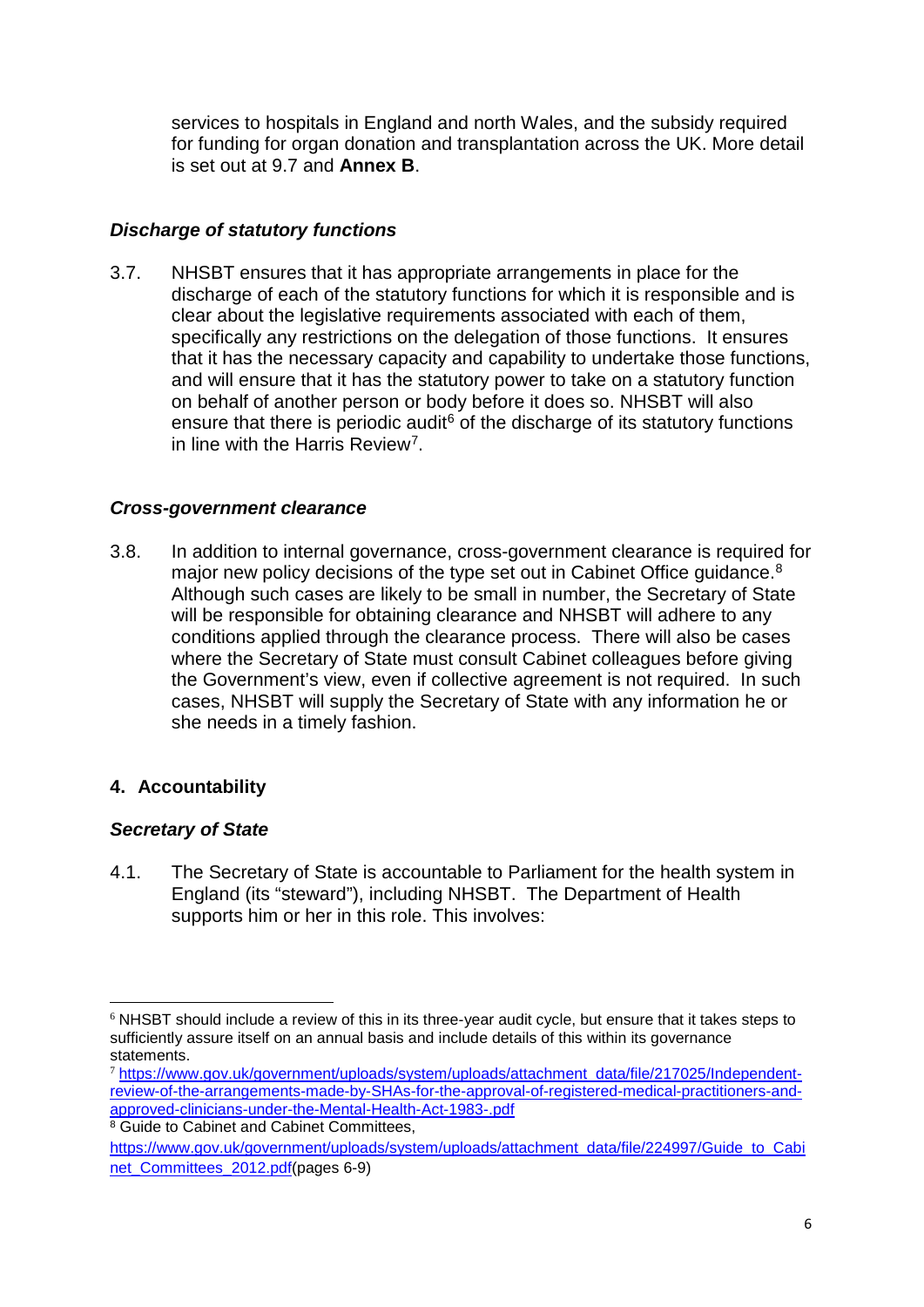services to hospitals in England and north Wales, and the subsidy required for funding for organ donation and transplantation across the UK. More detail is set out at 9.7 and **Annex B**.

### *Discharge of statutory functions*

3.7. NHSBT ensures that it has appropriate arrangements in place for the discharge of each of the statutory functions for which it is responsible and is clear about the legislative requirements associated with each of them, specifically any restrictions on the delegation of those functions. It ensures that it has the necessary capacity and capability to undertake those functions, and will ensure that it has the statutory power to take on a statutory function on behalf of another person or body before it does so. NHSBT will also ensure that there is periodic audit[6] of the discharge of its statutory functions in line with the Harris Review[7].

### *Cross-government clearance*

3.8. In addition to internal governance, cross-government clearance is required for major new policy decisions of the type set out in Cabinet Office guidance.[8] Although such cases are likely to be small in number, the Secretary of State will be responsible for obtaining clearance and NHSBT will adhere to any conditions applied through the clearance process. There will also be cases where the Secretary of State must consult Cabinet colleagues before giving the Government's view, even if collective agreement is not required. In such cases, NHSBT will supply the Secretary of State with any information he or she needs in a timely fashion.

## 4. Accountability

### *Secretary of State*

4.1. The Secretary of State is accountable to Parliament for the health system in England (its "steward"), including NHSBT. The Department of Health supports him or her in this role. This involves:

---

[6] NHSBT should include a review of this in its three-year audit cycle, but ensure that it takes steps to sufficiently assure itself on an annual basis and include details of this within its governance statements.

[7] https://www.gov.uk/government/uploads/system/uploads/attachment_data/file/217025/Independent-review-of-the-arrangements-made-by-SHAs-for-the-approval-of-registered-medical-practitioners-and-approved-clinicians-under-the-Mental-Health-Act-1983-.pdf

[8] Guide to Cabinet and Cabinet Committees, https://www.gov.uk/government/uploads/system/uploads/attachment_data/file/224997/Guide_to_Cabinet_Committees_2012.pdf(pages 6-9)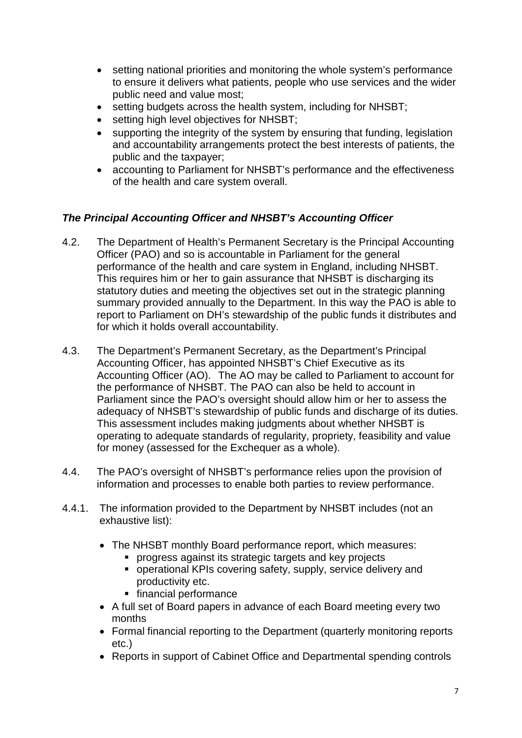- setting national priorities and monitoring the whole system's performance to ensure it delivers what patients, people who use services and the wider public need and value most;
- setting budgets across the health system, including for NHSBT;
- setting high level objectives for NHSBT;
- supporting the integrity of the system by ensuring that funding, legislation and accountability arrangements protect the best interests of patients, the public and the taxpayer;
- accounting to Parliament for NHSBT's performance and the effectiveness of the health and care system overall.

### *The Principal Accounting Officer and NHSBT's Accounting Officer*

4.2. The Department of Health's Permanent Secretary is the Principal Accounting Officer (PAO) and so is accountable in Parliament for the general performance of the health and care system in England, including NHSBT. This requires him or her to gain assurance that NHSBT is discharging its statutory duties and meeting the objectives set out in the strategic planning summary provided annually to the Department. In this way the PAO is able to report to Parliament on DH's stewardship of the public funds it distributes and for which it holds overall accountability.

4.3. The Department's Permanent Secretary, as the Department's Principal Accounting Officer, has appointed NHSBT's Chief Executive as its Accounting Officer (AO). The AO may be called to Parliament to account for the performance of NHSBT. The PAO can also be held to account in Parliament since the PAO's oversight should allow him or her to assess the adequacy of NHSBT's stewardship of public funds and discharge of its duties. This assessment includes making judgments about whether NHSBT is operating to adequate standards of regularity, propriety, feasibility and value for money (assessed for the Exchequer as a whole).

4.4. The PAO's oversight of NHSBT's performance relies upon the provision of information and processes to enable both parties to review performance.

4.4.1. The information provided to the Department by NHSBT includes (not an exhaustive list):

- The NHSBT monthly Board performance report, which measures:
  - progress against its strategic targets and key projects
  - operational KPIs covering safety, supply, service delivery and productivity etc.
  - financial performance
- A full set of Board papers in advance of each Board meeting every two months
- Formal financial reporting to the Department (quarterly monitoring reports etc.)
- Reports in support of Cabinet Office and Departmental spending controls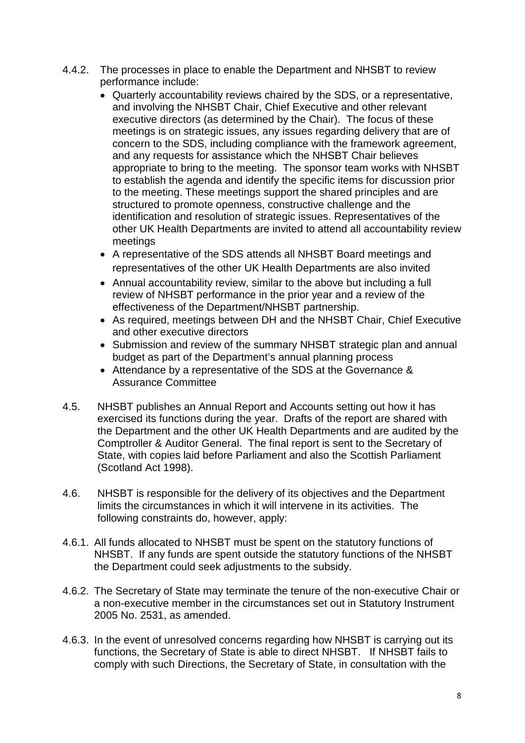4.4.2. The processes in place to enable the Department and NHSBT to review performance include:

- Quarterly accountability reviews chaired by the SDS, or a representative, and involving the NHSBT Chair, Chief Executive and other relevant executive directors (as determined by the Chair). The focus of these meetings is on strategic issues, any issues regarding delivery that are of concern to the SDS, including compliance with the framework agreement, and any requests for assistance which the NHSBT Chair believes appropriate to bring to the meeting. The sponsor team works with NHSBT to establish the agenda and identify the specific items for discussion prior to the meeting. These meetings support the shared principles and are structured to promote openness, constructive challenge and the identification and resolution of strategic issues. Representatives of the other UK Health Departments are invited to attend all accountability review meetings
- A representative of the SDS attends all NHSBT Board meetings and representatives of the other UK Health Departments are also invited
- Annual accountability review, similar to the above but including a full review of NHSBT performance in the prior year and a review of the effectiveness of the Department/NHSBT partnership.
- As required, meetings between DH and the NHSBT Chair, Chief Executive and other executive directors
- Submission and review of the summary NHSBT strategic plan and annual budget as part of the Department's annual planning process
- Attendance by a representative of the SDS at the Governance & Assurance Committee

4.5. NHSBT publishes an Annual Report and Accounts setting out how it has exercised its functions during the year. Drafts of the report are shared with the Department and the other UK Health Departments and are audited by the Comptroller & Auditor General. The final report is sent to the Secretary of State, with copies laid before Parliament and also the Scottish Parliament (Scotland Act 1998).

4.6. NHSBT is responsible for the delivery of its objectives and the Department limits the circumstances in which it will intervene in its activities. The following constraints do, however, apply:

4.6.1. All funds allocated to NHSBT must be spent on the statutory functions of NHSBT. If any funds are spent outside the statutory functions of the NHSBT the Department could seek adjustments to the subsidy.

4.6.2. The Secretary of State may terminate the tenure of the non-executive Chair or a non-executive member in the circumstances set out in Statutory Instrument 2005 No. 2531, as amended.

4.6.3. In the event of unresolved concerns regarding how NHSBT is carrying out its functions, the Secretary of State is able to direct NHSBT. If NHSBT fails to comply with such Directions, the Secretary of State, in consultation with the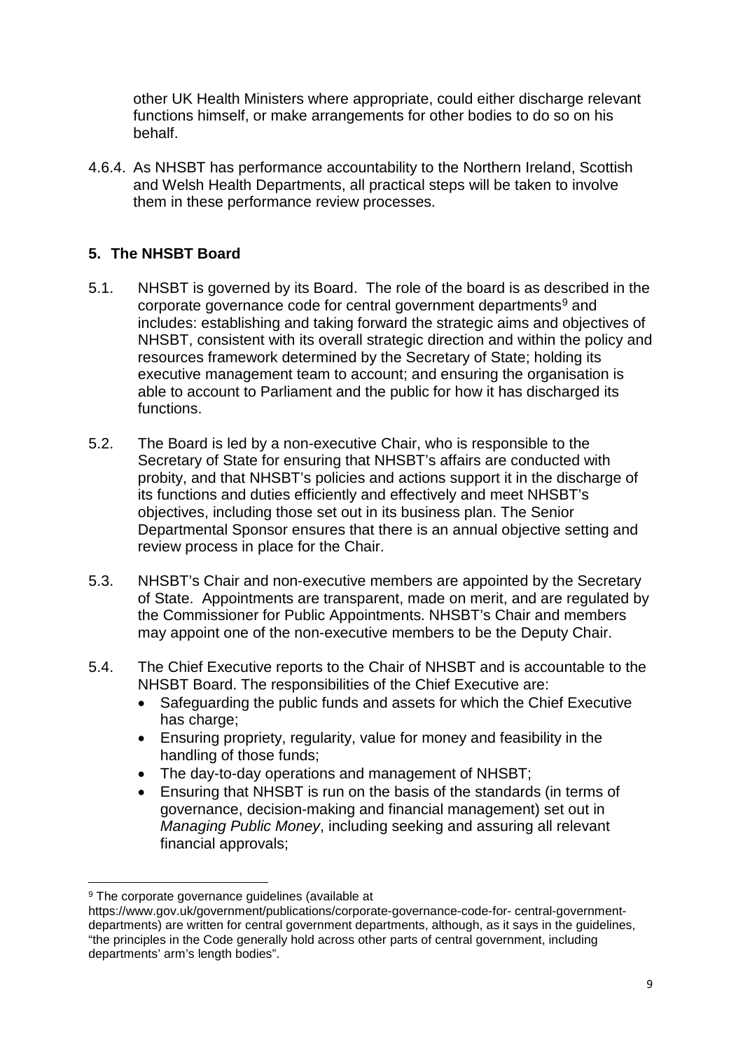other UK Health Ministers where appropriate, could either discharge relevant functions himself, or make arrangements for other bodies to do so on his behalf.

4.6.4. As NHSBT has performance accountability to the Northern Ireland, Scottish and Welsh Health Departments, all practical steps will be taken to involve them in these performance review processes.

## 5. The NHSBT Board

5.1. NHSBT is governed by its Board. The role of the board is as described in the corporate governance code for central government departments[9] and includes: establishing and taking forward the strategic aims and objectives of NHSBT, consistent with its overall strategic direction and within the policy and resources framework determined by the Secretary of State; holding its executive management team to account; and ensuring the organisation is able to account to Parliament and the public for how it has discharged its functions.

5.2. The Board is led by a non-executive Chair, who is responsible to the Secretary of State for ensuring that NHSBT's affairs are conducted with probity, and that NHSBT's policies and actions support it in the discharge of its functions and duties efficiently and effectively and meet NHSBT's objectives, including those set out in its business plan. The Senior Departmental Sponsor ensures that there is an annual objective setting and review process in place for the Chair.

5.3. NHSBT's Chair and non-executive members are appointed by the Secretary of State. Appointments are transparent, made on merit, and are regulated by the Commissioner for Public Appointments. NHSBT's Chair and members may appoint one of the non-executive members to be the Deputy Chair.

5.4. The Chief Executive reports to the Chair of NHSBT and is accountable to the NHSBT Board. The responsibilities of the Chief Executive are:

- Safeguarding the public funds and assets for which the Chief Executive has charge;
- Ensuring propriety, regularity, value for money and feasibility in the handling of those funds;
- The day-to-day operations and management of NHSBT;
- Ensuring that NHSBT is run on the basis of the standards (in terms of governance, decision-making and financial management) set out in *Managing Public Money*, including seeking and assuring all relevant financial approvals;

---

[9] The corporate governance guidelines (available at https://www.gov.uk/government/publications/corporate-governance-code-for- central-government-departments) are written for central government departments, although, as it says in the guidelines, "the principles in the Code generally hold across other parts of central government, including departments' arm's length bodies".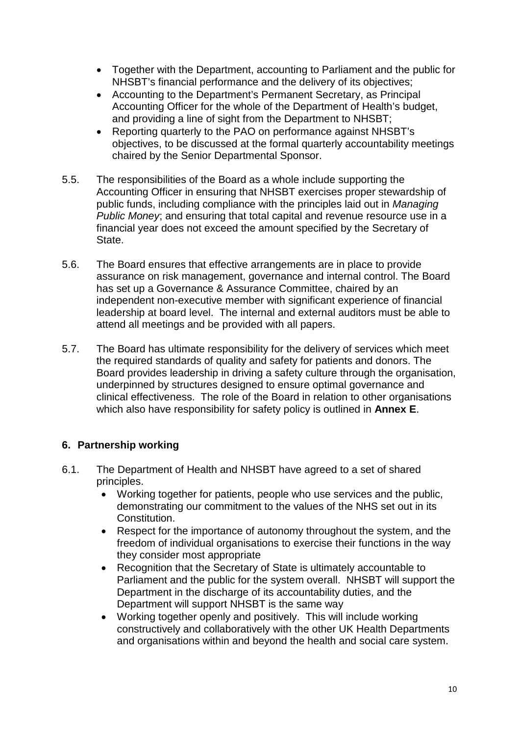- Together with the Department, accounting to Parliament and the public for NHSBT's financial performance and the delivery of its objectives;
- Accounting to the Department's Permanent Secretary, as Principal Accounting Officer for the whole of the Department of Health's budget, and providing a line of sight from the Department to NHSBT;
- Reporting quarterly to the PAO on performance against NHSBT's objectives, to be discussed at the formal quarterly accountability meetings chaired by the Senior Departmental Sponsor.

5.5. The responsibilities of the Board as a whole include supporting the Accounting Officer in ensuring that NHSBT exercises proper stewardship of public funds, including compliance with the principles laid out in *Managing Public Money*; and ensuring that total capital and revenue resource use in a financial year does not exceed the amount specified by the Secretary of State.

5.6. The Board ensures that effective arrangements are in place to provide assurance on risk management, governance and internal control. The Board has set up a Governance & Assurance Committee, chaired by an independent non-executive member with significant experience of financial leadership at board level. The internal and external auditors must be able to attend all meetings and be provided with all papers.

5.7. The Board has ultimate responsibility for the delivery of services which meet the required standards of quality and safety for patients and donors. The Board provides leadership in driving a safety culture through the organisation, underpinned by structures designed to ensure optimal governance and clinical effectiveness. The role of the Board in relation to other organisations which also have responsibility for safety policy is outlined in **Annex E**.

## 6. Partnership working

6.1. The Department of Health and NHSBT have agreed to a set of shared principles.

- Working together for patients, people who use services and the public, demonstrating our commitment to the values of the NHS set out in its Constitution.
- Respect for the importance of autonomy throughout the system, and the freedom of individual organisations to exercise their functions in the way they consider most appropriate
- Recognition that the Secretary of State is ultimately accountable to Parliament and the public for the system overall. NHSBT will support the Department in the discharge of its accountability duties, and the Department will support NHSBT is the same way
- Working together openly and positively. This will include working constructively and collaboratively with the other UK Health Departments and organisations within and beyond the health and social care system.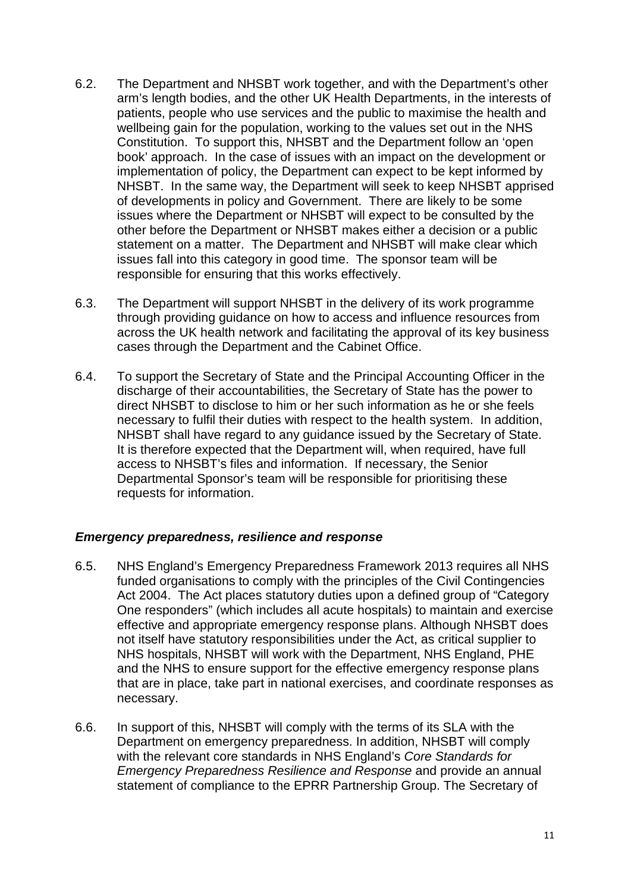6.2. The Department and NHSBT work together, and with the Department's other arm's length bodies, and the other UK Health Departments, in the interests of patients, people who use services and the public to maximise the health and wellbeing gain for the population, working to the values set out in the NHS Constitution. To support this, NHSBT and the Department follow an 'open book' approach. In the case of issues with an impact on the development or implementation of policy, the Department can expect to be kept informed by NHSBT. In the same way, the Department will seek to keep NHSBT apprised of developments in policy and Government. There are likely to be some issues where the Department or NHSBT will expect to be consulted by the other before the Department or NHSBT makes either a decision or a public statement on a matter. The Department and NHSBT will make clear which issues fall into this category in good time. The sponsor team will be responsible for ensuring that this works effectively.

6.3. The Department will support NHSBT in the delivery of its work programme through providing guidance on how to access and influence resources from across the UK health network and facilitating the approval of its key business cases through the Department and the Cabinet Office.

6.4. To support the Secretary of State and the Principal Accounting Officer in the discharge of their accountabilities, the Secretary of State has the power to direct NHSBT to disclose to him or her such information as he or she feels necessary to fulfil their duties with respect to the health system. In addition, NHSBT shall have regard to any guidance issued by the Secretary of State. It is therefore expected that the Department will, when required, have full access to NHSBT's files and information. If necessary, the Senior Departmental Sponsor's team will be responsible for prioritising these requests for information.

### *Emergency preparedness, resilience and response*

6.5. NHS England's Emergency Preparedness Framework 2013 requires all NHS funded organisations to comply with the principles of the Civil Contingencies Act 2004. The Act places statutory duties upon a defined group of "Category One responders" (which includes all acute hospitals) to maintain and exercise effective and appropriate emergency response plans. Although NHSBT does not itself have statutory responsibilities under the Act, as critical supplier to NHS hospitals, NHSBT will work with the Department, NHS England, PHE and the NHS to ensure support for the effective emergency response plans that are in place, take part in national exercises, and coordinate responses as necessary.

6.6. In support of this, NHSBT will comply with the terms of its SLA with the Department on emergency preparedness. In addition, NHSBT will comply with the relevant core standards in NHS England's *Core Standards for Emergency Preparedness Resilience and Response* and provide an annual statement of compliance to the EPRR Partnership Group. The Secretary of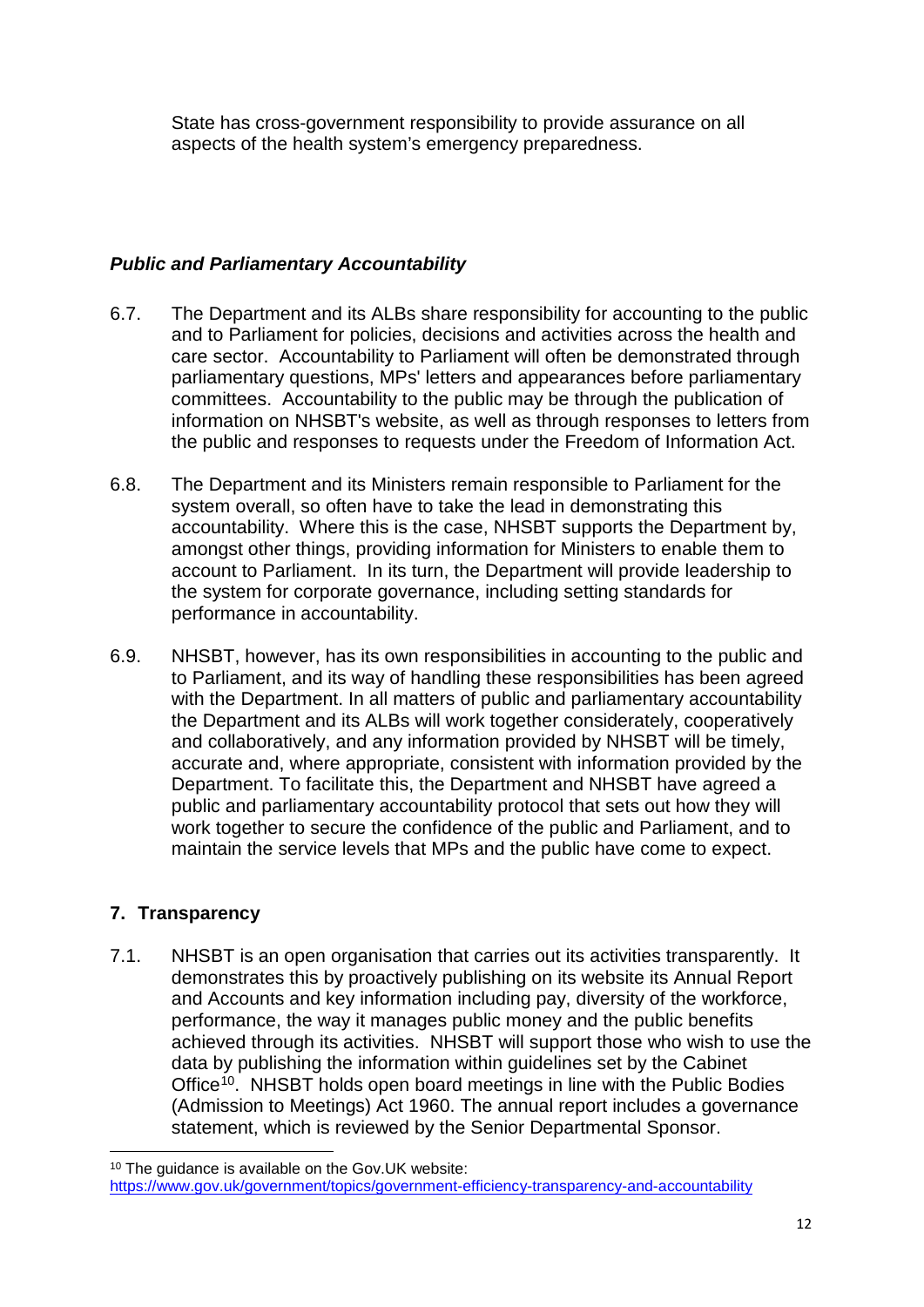State has cross-government responsibility to provide assurance on all aspects of the health system's emergency preparedness.

### *Public and Parliamentary Accountability*

6.7. The Department and its ALBs share responsibility for accounting to the public and to Parliament for policies, decisions and activities across the health and care sector. Accountability to Parliament will often be demonstrated through parliamentary questions, MPs' letters and appearances before parliamentary committees. Accountability to the public may be through the publication of information on NHSBT's website, as well as through responses to letters from the public and responses to requests under the Freedom of Information Act.

6.8. The Department and its Ministers remain responsible to Parliament for the system overall, so often have to take the lead in demonstrating this accountability. Where this is the case, NHSBT supports the Department by, amongst other things, providing information for Ministers to enable them to account to Parliament. In its turn, the Department will provide leadership to the system for corporate governance, including setting standards for performance in accountability.

6.9. NHSBT, however, has its own responsibilities in accounting to the public and to Parliament, and its way of handling these responsibilities has been agreed with the Department. In all matters of public and parliamentary accountability the Department and its ALBs will work together considerately, cooperatively and collaboratively, and any information provided by NHSBT will be timely, accurate and, where appropriate, consistent with information provided by the Department. To facilitate this, the Department and NHSBT have agreed a public and parliamentary accountability protocol that sets out how they will work together to secure the confidence of the public and Parliament, and to maintain the service levels that MPs and the public have come to expect.

## 7. Transparency

7.1. NHSBT is an open organisation that carries out its activities transparently. It demonstrates this by proactively publishing on its website its Annual Report and Accounts and key information including pay, diversity of the workforce, performance, the way it manages public money and the public benefits achieved through its activities. NHSBT will support those who wish to use the data by publishing the information within guidelines set by the Cabinet Office[10]. NHSBT holds open board meetings in line with the Public Bodies (Admission to Meetings) Act 1960. The annual report includes a governance statement, which is reviewed by the Senior Departmental Sponsor.

[10] The guidance is available on the Gov.UK website: https://www.gov.uk/government/topics/government-efficiency-transparency-and-accountability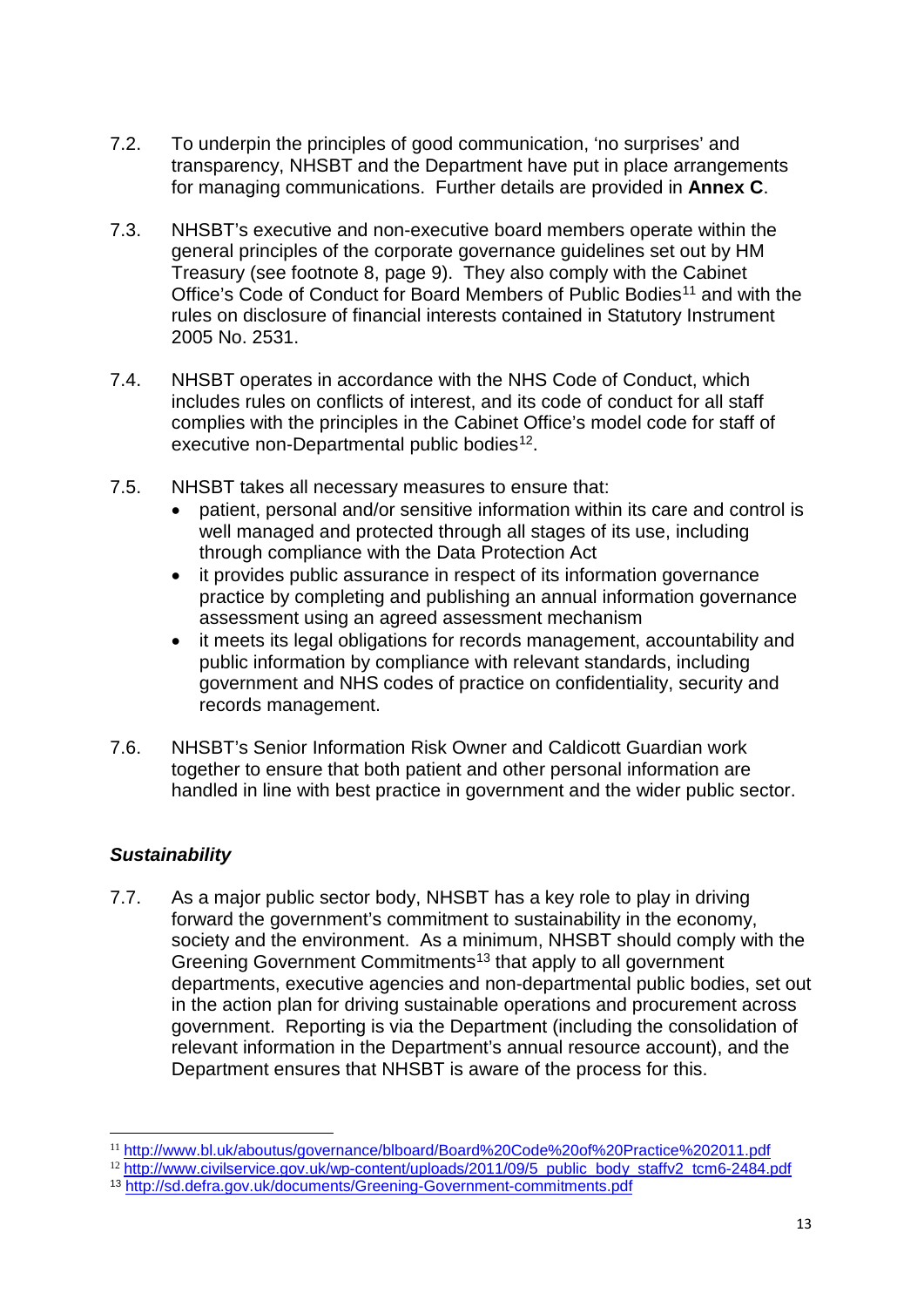7.2. To underpin the principles of good communication, 'no surprises' and transparency, NHSBT and the Department have put in place arrangements for managing communications. Further details are provided in **Annex C**.

7.3. NHSBT's executive and non-executive board members operate within the general principles of the corporate governance guidelines set out by HM Treasury (see footnote 8, page 9). They also comply with the Cabinet Office's Code of Conduct for Board Members of Public Bodies[11] and with the rules on disclosure of financial interests contained in Statutory Instrument 2005 No. 2531.

7.4. NHSBT operates in accordance with the NHS Code of Conduct, which includes rules on conflicts of interest, and its code of conduct for all staff complies with the principles in the Cabinet Office's model code for staff of executive non-Departmental public bodies[12].

7.5. NHSBT takes all necessary measures to ensure that:

- patient, personal and/or sensitive information within its care and control is well managed and protected through all stages of its use, including through compliance with the Data Protection Act
- it provides public assurance in respect of its information governance practice by completing and publishing an annual information governance assessment using an agreed assessment mechanism
- it meets its legal obligations for records management, accountability and public information by compliance with relevant standards, including government and NHS codes of practice on confidentiality, security and records management.

7.6. NHSBT's Senior Information Risk Owner and Caldicott Guardian work together to ensure that both patient and other personal information are handled in line with best practice in government and the wider public sector.

### *Sustainability*

7.7. As a major public sector body, NHSBT has a key role to play in driving forward the government's commitment to sustainability in the economy, society and the environment. As a minimum, NHSBT should comply with the Greening Government Commitments[13] that apply to all government departments, executive agencies and non-departmental public bodies, set out in the action plan for driving sustainable operations and procurement across government. Reporting is via the Department (including the consolidation of relevant information in the Department's annual resource account), and the Department ensures that NHSBT is aware of the process for this.

---

[11] http://www.bl.uk/aboutus/governance/blboard/Board%20Code%20of%20Practice%202011.pdf

[12] http://www.civilservice.gov.uk/wp-content/uploads/2011/09/5_public_body_staffv2_tcm6-2484.pdf

[13] http://sd.defra.gov.uk/documents/Greening-Government-commitments.pdf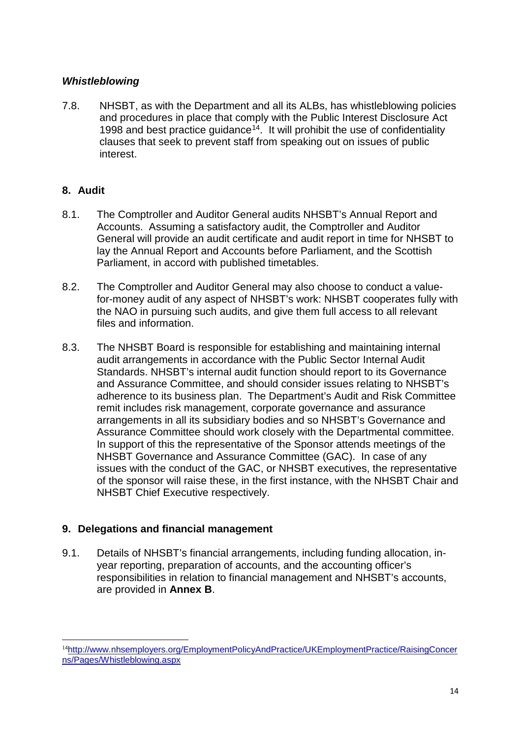### *Whistleblowing*

7.8. NHSBT, as with the Department and all its ALBs, has whistleblowing policies and procedures in place that comply with the Public Interest Disclosure Act 1998 and best practice guidance[14]. It will prohibit the use of confidentiality clauses that seek to prevent staff from speaking out on issues of public interest.

## 8. Audit

8.1. The Comptroller and Auditor General audits NHSBT's Annual Report and Accounts. Assuming a satisfactory audit, the Comptroller and Auditor General will provide an audit certificate and audit report in time for NHSBT to lay the Annual Report and Accounts before Parliament, and the Scottish Parliament, in accord with published timetables.

8.2. The Comptroller and Auditor General may also choose to conduct a value-for-money audit of any aspect of NHSBT's work: NHSBT cooperates fully with the NAO in pursuing such audits, and give them full access to all relevant files and information.

8.3. The NHSBT Board is responsible for establishing and maintaining internal audit arrangements in accordance with the Public Sector Internal Audit Standards. NHSBT's internal audit function should report to its Governance and Assurance Committee, and should consider issues relating to NHSBT's adherence to its business plan. The Department's Audit and Risk Committee remit includes risk management, corporate governance and assurance arrangements in all its subsidiary bodies and so NHSBT's Governance and Assurance Committee should work closely with the Departmental committee. In support of this the representative of the Sponsor attends meetings of the NHSBT Governance and Assurance Committee (GAC). In case of any issues with the conduct of the GAC, or NHSBT executives, the representative of the sponsor will raise these, in the first instance, with the NHSBT Chair and NHSBT Chief Executive respectively.

## 9. Delegations and financial management

9.1. Details of NHSBT's financial arrangements, including funding allocation, in-year reporting, preparation of accounts, and the accounting officer's responsibilities in relation to financial management and NHSBT's accounts, are provided in **Annex B**.

---

[14] http://www.nhsemployers.org/EmploymentPolicyAndPractice/UKEmploymentPractice/RaisingConcerns/Pages/Whistleblowing.aspx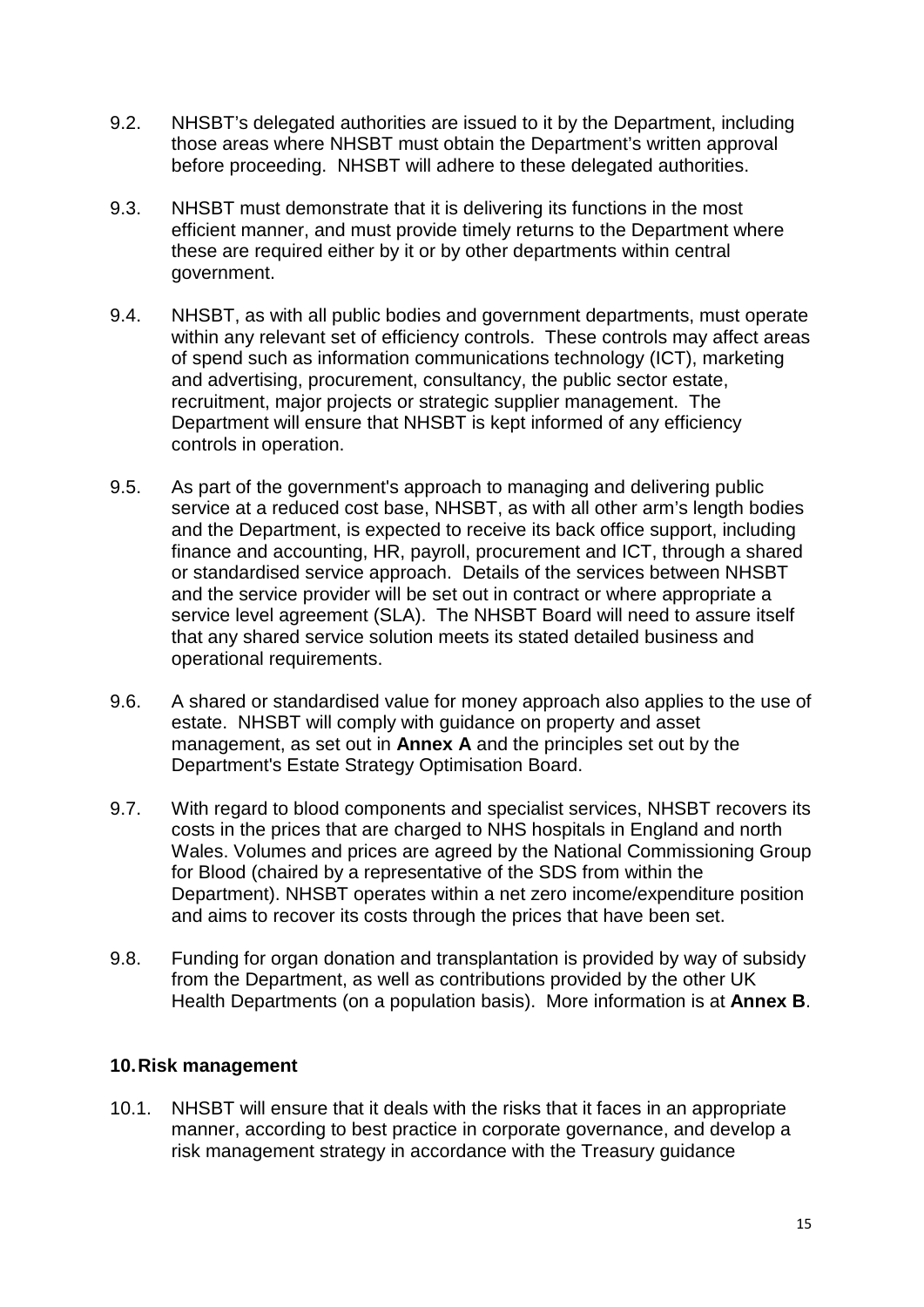9.2. NHSBT's delegated authorities are issued to it by the Department, including those areas where NHSBT must obtain the Department's written approval before proceeding. NHSBT will adhere to these delegated authorities.

9.3. NHSBT must demonstrate that it is delivering its functions in the most efficient manner, and must provide timely returns to the Department where these are required either by it or by other departments within central government.

9.4. NHSBT, as with all public bodies and government departments, must operate within any relevant set of efficiency controls. These controls may affect areas of spend such as information communications technology (ICT), marketing and advertising, procurement, consultancy, the public sector estate, recruitment, major projects or strategic supplier management. The Department will ensure that NHSBT is kept informed of any efficiency controls in operation.

9.5. As part of the government's approach to managing and delivering public service at a reduced cost base, NHSBT, as with all other arm's length bodies and the Department, is expected to receive its back office support, including finance and accounting, HR, payroll, procurement and ICT, through a shared or standardised service approach. Details of the services between NHSBT and the service provider will be set out in contract or where appropriate a service level agreement (SLA). The NHSBT Board will need to assure itself that any shared service solution meets its stated detailed business and operational requirements.

9.6. A shared or standardised value for money approach also applies to the use of estate. NHSBT will comply with guidance on property and asset management, as set out in **Annex A** and the principles set out by the Department's Estate Strategy Optimisation Board.

9.7. With regard to blood components and specialist services, NHSBT recovers its costs in the prices that are charged to NHS hospitals in England and north Wales. Volumes and prices are agreed by the National Commissioning Group for Blood (chaired by a representative of the SDS from within the Department). NHSBT operates within a net zero income/expenditure position and aims to recover its costs through the prices that have been set.

9.8. Funding for organ donation and transplantation is provided by way of subsidy from the Department, as well as contributions provided by the other UK Health Departments (on a population basis). More information is at **Annex B**.

## 10. Risk management

10.1. NHSBT will ensure that it deals with the risks that it faces in an appropriate manner, according to best practice in corporate governance, and develop a risk management strategy in accordance with the Treasury guidance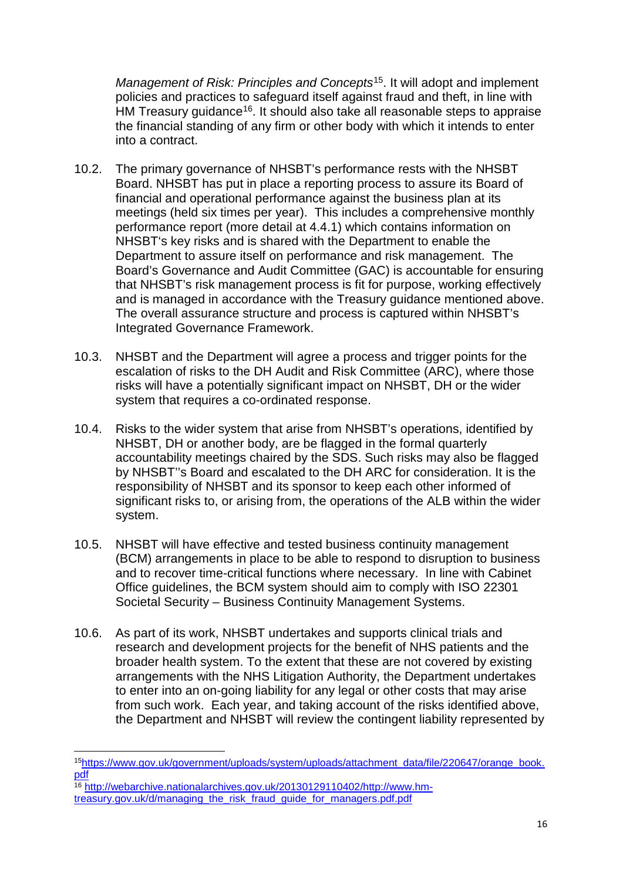*Management of Risk: Principles and Concepts*[15]. It will adopt and implement policies and practices to safeguard itself against fraud and theft, in line with HM Treasury guidance[16]. It should also take all reasonable steps to appraise the financial standing of any firm or other body with which it intends to enter into a contract.

10.2. The primary governance of NHSBT's performance rests with the NHSBT Board. NHSBT has put in place a reporting process to assure its Board of financial and operational performance against the business plan at its meetings (held six times per year). This includes a comprehensive monthly performance report (more detail at 4.4.1) which contains information on NHSBT's key risks and is shared with the Department to enable the Department to assure itself on performance and risk management. The Board's Governance and Audit Committee (GAC) is accountable for ensuring that NHSBT's risk management process is fit for purpose, working effectively and is managed in accordance with the Treasury guidance mentioned above. The overall assurance structure and process is captured within NHSBT's Integrated Governance Framework.

10.3. NHSBT and the Department will agree a process and trigger points for the escalation of risks to the DH Audit and Risk Committee (ARC), where those risks will have a potentially significant impact on NHSBT, DH or the wider system that requires a co-ordinated response.

10.4. Risks to the wider system that arise from NHSBT's operations, identified by NHSBT, DH or another body, are be flagged in the formal quarterly accountability meetings chaired by the SDS. Such risks may also be flagged by NHSBT''s Board and escalated to the DH ARC for consideration. It is the responsibility of NHSBT and its sponsor to keep each other informed of significant risks to, or arising from, the operations of the ALB within the wider system.

10.5. NHSBT will have effective and tested business continuity management (BCM) arrangements in place to be able to respond to disruption to business and to recover time-critical functions where necessary. In line with Cabinet Office guidelines, the BCM system should aim to comply with ISO 22301 Societal Security – Business Continuity Management Systems.

10.6. As part of its work, NHSBT undertakes and supports clinical trials and research and development projects for the benefit of NHS patients and the broader health system. To the extent that these are not covered by existing arrangements with the NHS Litigation Authority, the Department undertakes to enter into an on-going liability for any legal or other costs that may arise from such work. Each year, and taking account of the risks identified above, the Department and NHSBT will review the contingent liability represented by

---

[15] https://www.gov.uk/government/uploads/system/uploads/attachment_data/file/220647/orange_book.pdf

[16] http://webarchive.nationalarchives.gov.uk/20130129110402/http://www.hm-treasury.gov.uk/d/managing_the_risk_fraud_guide_for_managers.pdf.pdf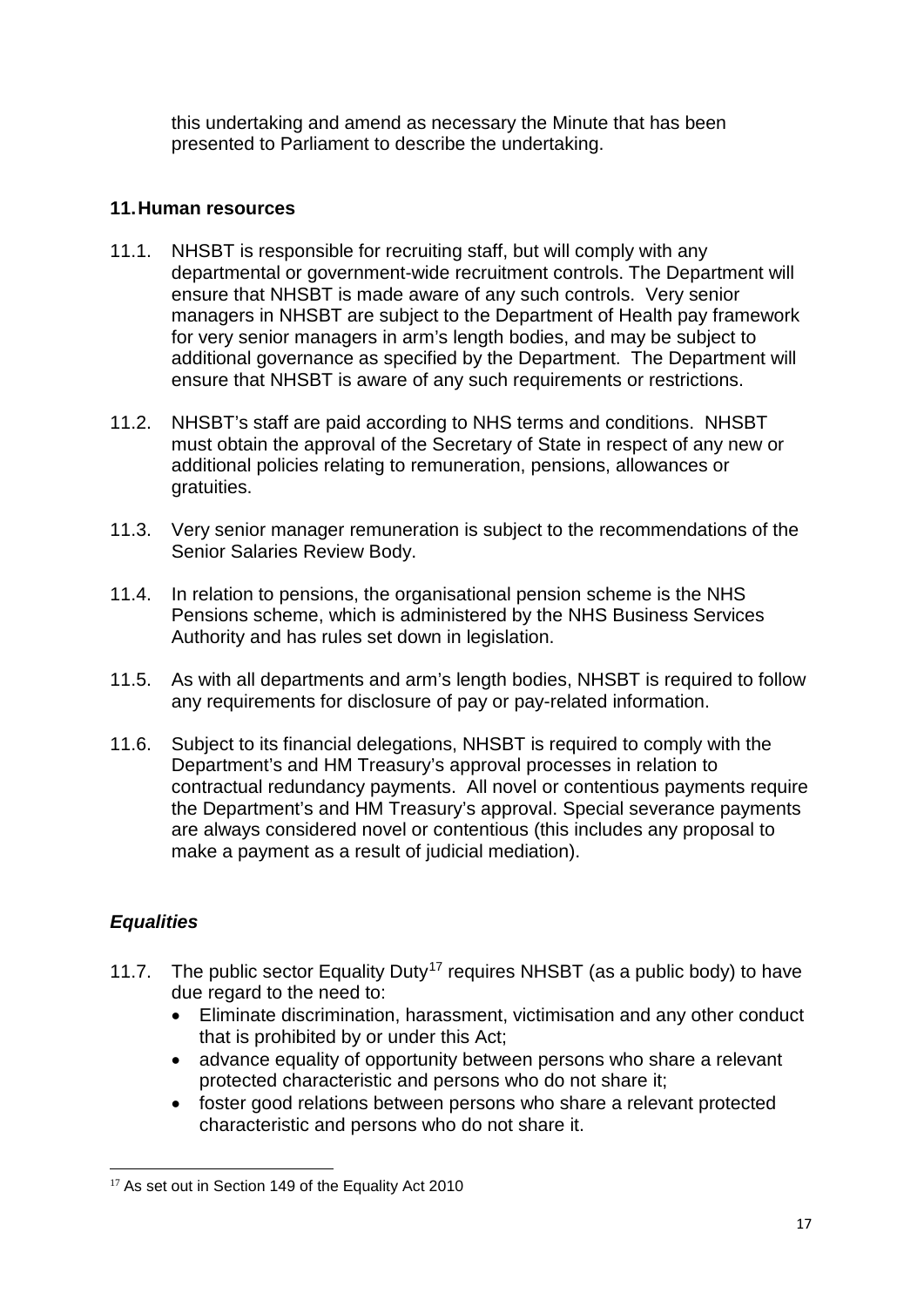this undertaking and amend as necessary the Minute that has been presented to Parliament to describe the undertaking.

## 11. Human resources

11.1. NHSBT is responsible for recruiting staff, but will comply with any departmental or government-wide recruitment controls. The Department will ensure that NHSBT is made aware of any such controls. Very senior managers in NHSBT are subject to the Department of Health pay framework for very senior managers in arm's length bodies, and may be subject to additional governance as specified by the Department. The Department will ensure that NHSBT is aware of any such requirements or restrictions.

11.2. NHSBT's staff are paid according to NHS terms and conditions. NHSBT must obtain the approval of the Secretary of State in respect of any new or additional policies relating to remuneration, pensions, allowances or gratuities.

11.3. Very senior manager remuneration is subject to the recommendations of the Senior Salaries Review Body.

11.4. In relation to pensions, the organisational pension scheme is the NHS Pensions scheme, which is administered by the NHS Business Services Authority and has rules set down in legislation.

11.5. As with all departments and arm's length bodies, NHSBT is required to follow any requirements for disclosure of pay or pay-related information.

11.6. Subject to its financial delegations, NHSBT is required to comply with the Department's and HM Treasury's approval processes in relation to contractual redundancy payments. All novel or contentious payments require the Department's and HM Treasury's approval. Special severance payments are always considered novel or contentious (this includes any proposal to make a payment as a result of judicial mediation).

### *Equalities*

11.7. The public sector Equality Duty[17] requires NHSBT (as a public body) to have due regard to the need to:

- Eliminate discrimination, harassment, victimisation and any other conduct that is prohibited by or under this Act;
- advance equality of opportunity between persons who share a relevant protected characteristic and persons who do not share it;
- foster good relations between persons who share a relevant protected characteristic and persons who do not share it.

[17] As set out in Section 149 of the Equality Act 2010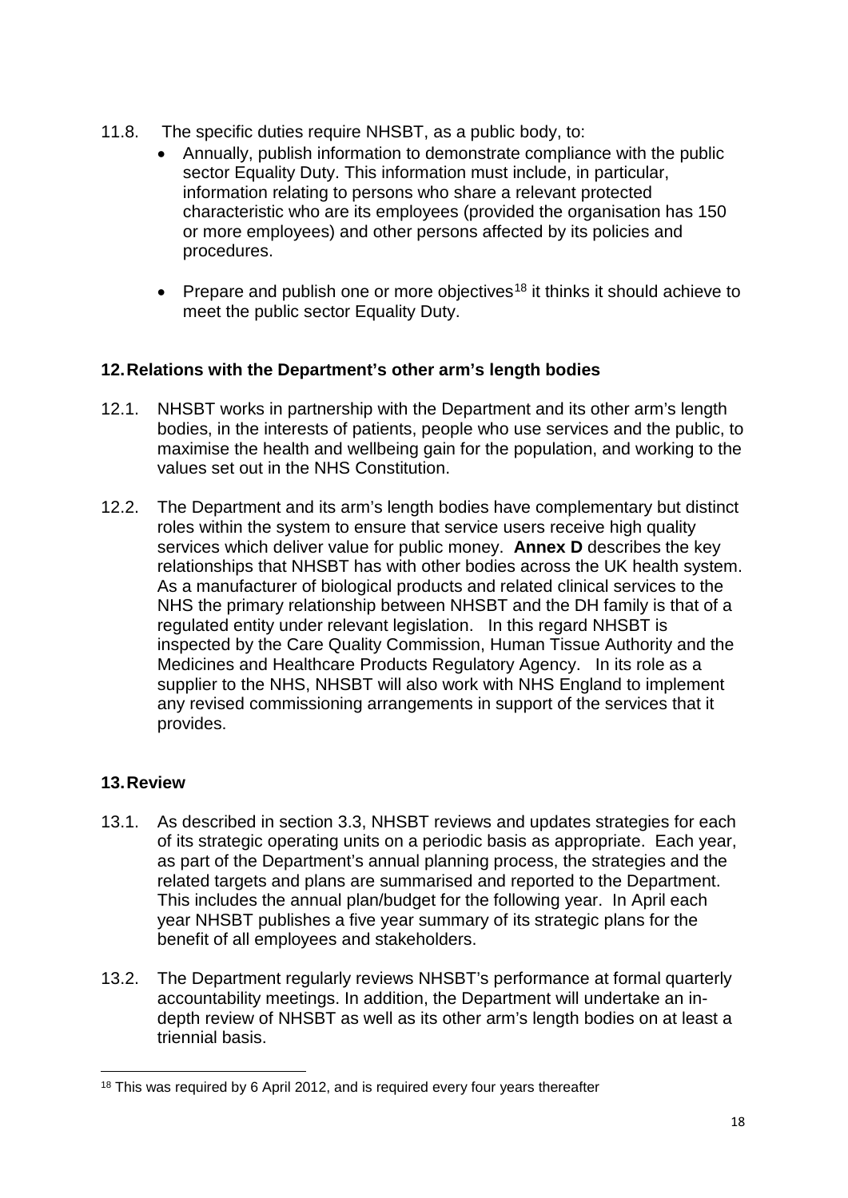11.8. The specific duties require NHSBT, as a public body, to:

- Annually, publish information to demonstrate compliance with the public sector Equality Duty. This information must include, in particular, information relating to persons who share a relevant protected characteristic who are its employees (provided the organisation has 150 or more employees) and other persons affected by its policies and procedures.
- Prepare and publish one or more objectives[18] it thinks it should achieve to meet the public sector Equality Duty.

## 12. Relations with the Department's other arm's length bodies

12.1. NHSBT works in partnership with the Department and its other arm's length bodies, in the interests of patients, people who use services and the public, to maximise the health and wellbeing gain for the population, and working to the values set out in the NHS Constitution.

12.2. The Department and its arm's length bodies have complementary but distinct roles within the system to ensure that service users receive high quality services which deliver value for public money. **Annex D** describes the key relationships that NHSBT has with other bodies across the UK health system. As a manufacturer of biological products and related clinical services to the NHS the primary relationship between NHSBT and the DH family is that of a regulated entity under relevant legislation. In this regard NHSBT is inspected by the Care Quality Commission, Human Tissue Authority and the Medicines and Healthcare Products Regulatory Agency. In its role as a supplier to the NHS, NHSBT will also work with NHS England to implement any revised commissioning arrangements in support of the services that it provides.

## 13. Review

13.1. As described in section 3.3, NHSBT reviews and updates strategies for each of its strategic operating units on a periodic basis as appropriate. Each year, as part of the Department's annual planning process, the strategies and the related targets and plans are summarised and reported to the Department. This includes the annual plan/budget for the following year. In April each year NHSBT publishes a five year summary of its strategic plans for the benefit of all employees and stakeholders.

13.2. The Department regularly reviews NHSBT's performance at formal quarterly accountability meetings. In addition, the Department will undertake an in-depth review of NHSBT as well as its other arm's length bodies on at least a triennial basis.

---

[18] This was required by 6 April 2012, and is required every four years thereafter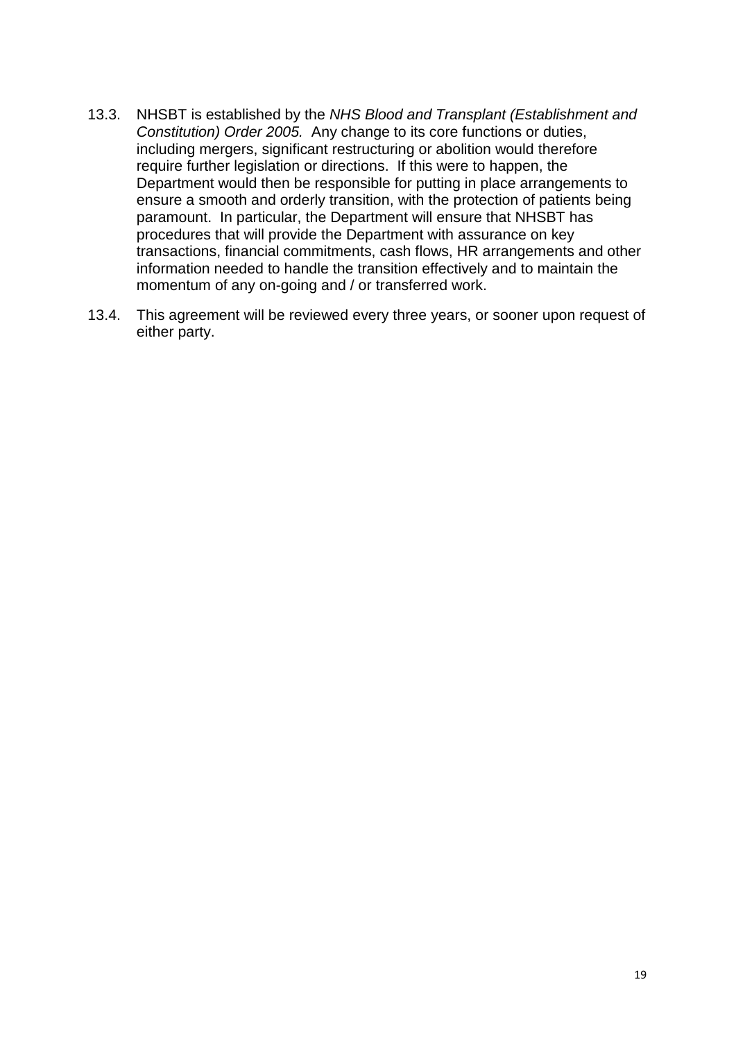13.3. NHSBT is established by the *NHS Blood and Transplant (Establishment and Constitution) Order 2005.* Any change to its core functions or duties, including mergers, significant restructuring or abolition would therefore require further legislation or directions. If this were to happen, the Department would then be responsible for putting in place arrangements to ensure a smooth and orderly transition, with the protection of patients being paramount. In particular, the Department will ensure that NHSBT has procedures that will provide the Department with assurance on key transactions, financial commitments, cash flows, HR arrangements and other information needed to handle the transition effectively and to maintain the momentum of any on-going and / or transferred work.

13.4. This agreement will be reviewed every three years, or sooner upon request of either party.